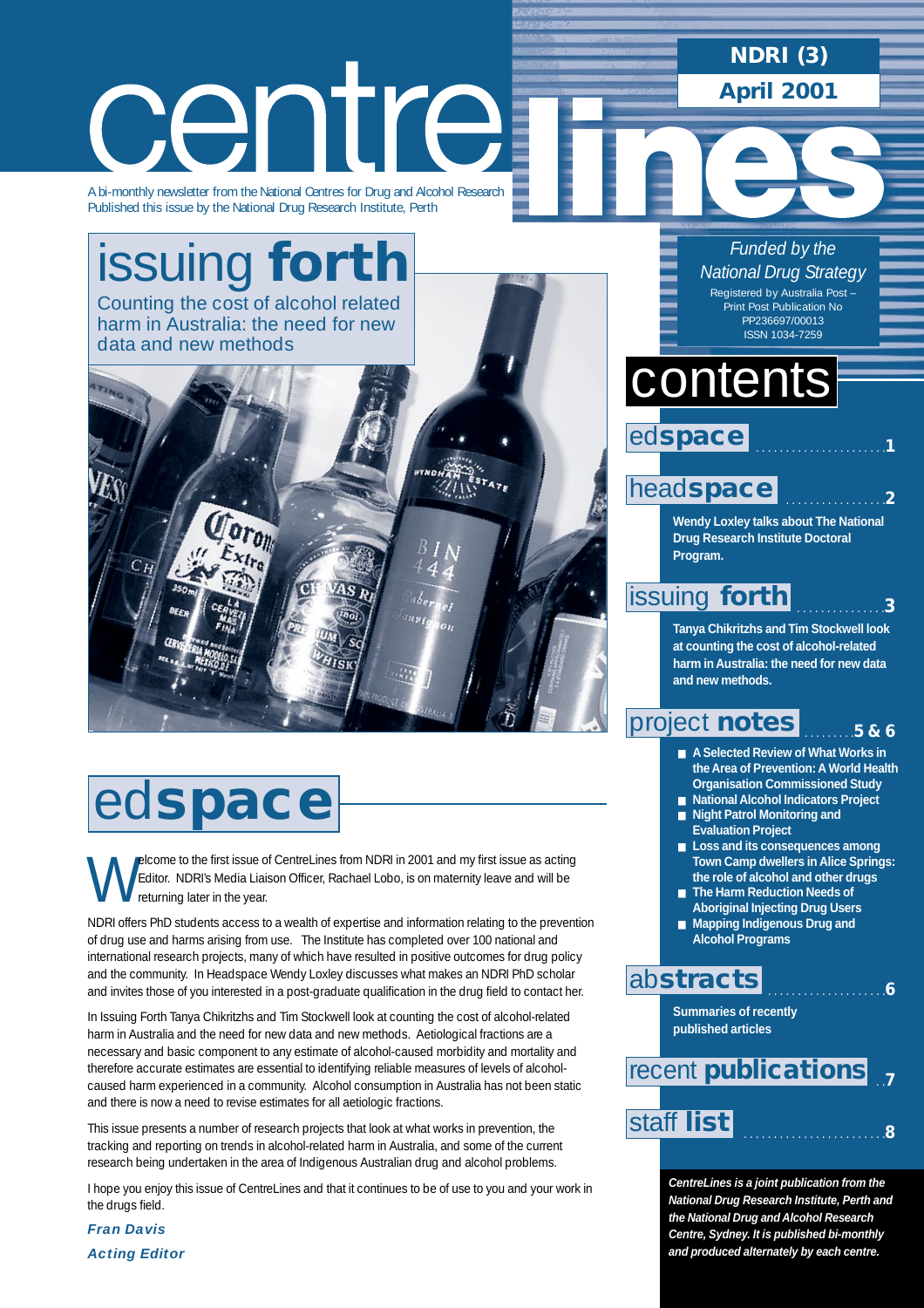# centre lines

**NDRI (3)**

**April 2001**

A bi-monthly newsletter from the National Centres for Drug and Alcohol Research
Published this issue by the National Drug Research Institute, Perth

*Funded by the National Drug Strategy*

Registered by Australia Post – Print Post Publication No PP236697/00013
ISSN 1034-7259

## issuing forth

Counting the cost of alcohol related harm in Australia: the need for new data and new methods

## contents

**edspace** ....... 1

**headspace** ....... 2

Wendy Loxley talks about The National Drug Research Institute Doctoral Program.

**issuing forth** ....... 3

Tanya Chikritzhs and Tim Stockwell look at counting the cost of alcohol-related harm in Australia: the need for new data and new methods.

**project notes** ....... 5 & 6

- A Selected Review of What Works in the Area of Prevention: A World Health Organisation Commissioned Study
- National Alcohol Indicators Project
- Night Patrol Monitoring and Evaluation Project
- Loss and its consequences among Town Camp dwellers in Alice Springs: the role of alcohol and other drugs
- The Harm Reduction Needs of Aboriginal Injecting Drug Users
- Mapping Indigenous Drug and Alcohol Programs

**abstracts** ....... 6

Summaries of recently published articles

**recent publications** ....... 7

**staff list** ....... 8

***CentreLines is a joint publication from the National Drug Research Institute, Perth and the National Drug and Alcohol Research Centre, Sydney. It is published bi-monthly and produced alternately by each centre.***

## edspace

Welcome to the first issue of CentreLines from NDRI in 2001 and my first issue as acting Editor. NDRI's Media Liaison Officer, Rachael Lobo, is on maternity leave and will be returning later in the year.

NDRI offers PhD students access to a wealth of expertise and information relating to the prevention of drug use and harms arising from use. The Institute has completed over 100 national and international research projects, many of which have resulted in positive outcomes for drug policy and the community. In Headspace Wendy Loxley discusses what makes an NDRI PhD scholar and invites those of you interested in a post-graduate qualification in the drug field to contact her.

In Issuing Forth Tanya Chikritzhs and Tim Stockwell look at counting the cost of alcohol-related harm in Australia and the need for new data and new methods. Aetiological fractions are a necessary and basic component to any estimate of alcohol-caused morbidity and mortality and therefore accurate estimates are essential to identifying reliable measures of levels of alcohol-caused harm experienced in a community. Alcohol consumption in Australia has not been static and there is now a need to revise estimates for all aetiologic fractions.

This issue presents a number of research projects that look at what works in prevention, the tracking and reporting on trends in alcohol-related harm in Australia, and some of the current research being undertaken in the area of Indigenous Australian drug and alcohol problems.

I hope you enjoy this issue of CentreLines and that it continues to be of use to you and your work in the drugs field.

***Fran Davis***
***Acting Editor***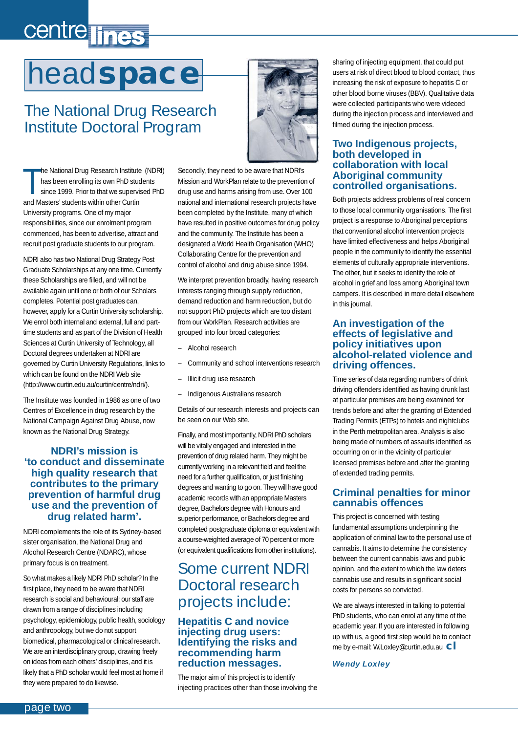# headspace

## The National Drug Research Institute Doctoral Program

The National Drug Research Institute (NDRI) has been enrolling its own PhD students since 1999. Prior to that we supervised PhD and Masters' students within other Curtin University programs. One of my major responsibilities, since our enrolment program commenced, has been to advertise, attract and recruit post graduate students to our program.

NDRI also has two National Drug Strategy Post Graduate Scholarships at any one time. Currently these Scholarships are filled, and will not be available again until one or both of our Scholars completes. Potential post graduates can, however, apply for a Curtin University scholarship. We enrol both internal and external, full and part-time students and as part of the Division of Health Sciences at Curtin University of Technology, all Doctoral degrees undertaken at NDRI are governed by Curtin University Regulations, links to which can be found on the NDRI Web site (http://www.curtin.edu.au/curtin/centre/ndri/).

The Institute was founded in 1986 as one of two Centres of Excellence in drug research by the National Campaign Against Drug Abuse, now known as the National Drug Strategy.

**NDRI's mission is 'to conduct and disseminate high quality research that contributes to the primary prevention of harmful drug use and the prevention of drug related harm'.**

NDRI complements the role of its Sydney-based sister organisation, the National Drug and Alcohol Research Centre (NDARC), whose primary focus is on treatment.

So what makes a likely NDRI PhD scholar? In the first place, they need to be aware that NDRI research is social and behavioural: our staff are drawn from a range of disciplines including psychology, epidemiology, public health, sociology and anthropology, but we do not support biomedical, pharmacological or clinical research. We are an interdisciplinary group, drawing freely on ideas from each others' disciplines, and it is likely that a PhD scholar would feel most at home if they were prepared to do likewise.

Secondly, they need to be aware that NDRI's Mission and WorkPlan relate to the prevention of drug use and harms arising from use. Over 100 national and international research projects have been completed by the Institute, many of which have resulted in positive outcomes for drug policy and the community. The Institute has been a designated a World Health Organisation (WHO) Collaborating Centre for the prevention and control of alcohol and drug abuse since 1994.

We interpret prevention broadly, having research interests ranging through supply reduction, demand reduction and harm reduction, but do not support PhD projects which are too distant from our WorkPlan. Research activities are grouped into four broad categories:

- Alcohol research
- Community and school interventions research
- Illicit drug use research
- Indigenous Australians research

Details of our research interests and projects can be seen on our Web site.

Finally, and most importantly, NDRI PhD scholars will be vitally engaged and interested in the prevention of drug related harm. They might be currently working in a relevant field and feel the need for a further qualification, or just finishing degrees and wanting to go on. They will have good academic records with an appropriate Masters degree, Bachelors degree with Honours and superior performance, or Bachelors degree and completed postgraduate diploma or equivalent with a course-weighted average of 70 percent or more (or equivalent qualifications from other institutions).

## Some current NDRI Doctoral research projects include:

### Hepatitis C and novice injecting drug users: Identifying the risks and recommending harm reduction messages.

The major aim of this project is to identify injecting practices other than those involving the sharing of injecting equipment, that could put users at risk of direct blood to blood contact, thus increasing the risk of exposure to hepatitis C or other blood borne viruses (BBV). Qualitative data were collected participants who were videoed during the injection process and interviewed and filmed during the injection process.

### Two Indigenous projects, both developed in collaboration with local Aboriginal community controlled organisations.

Both projects address problems of real concern to those local community organisations. The first project is a response to Aboriginal perceptions that conventional alcohol intervention projects have limited effectiveness and helps Aboriginal people in the community to identify the essential elements of culturally appropriate interventions. The other, but it seeks to identify the role of alcohol in grief and loss among Aboriginal town campers. It is described in more detail elsewhere in this journal.

### An investigation of the effects of legislative and policy initiatives upon alcohol-related violence and driving offences.

Time series of data regarding numbers of drink driving offenders identified as having drunk last at particular premises are being examined for trends before and after the granting of Extended Trading Permits (ETPs) to hotels and nightclubs in the Perth metropolitan area. Analysis is also being made of numbers of assaults identified as occurring on or in the vicinity of particular licensed premises before and after the granting of extended trading permits.

### Criminal penalties for minor cannabis offences

This project is concerned with testing fundamental assumptions underpinning the application of criminal law to the personal use of cannabis. It aims to determine the consistency between the current cannabis laws and public opinion, and the extent to which the law deters cannabis use and results in significant social costs for persons so convicted.

We are always interested in talking to potential PhD students, who can enrol at any time of the academic year. If you are interested in following up with us, a good first step would be to contact me by e-mail: W.Loxley@curtin.edu.au

***Wendy Loxley***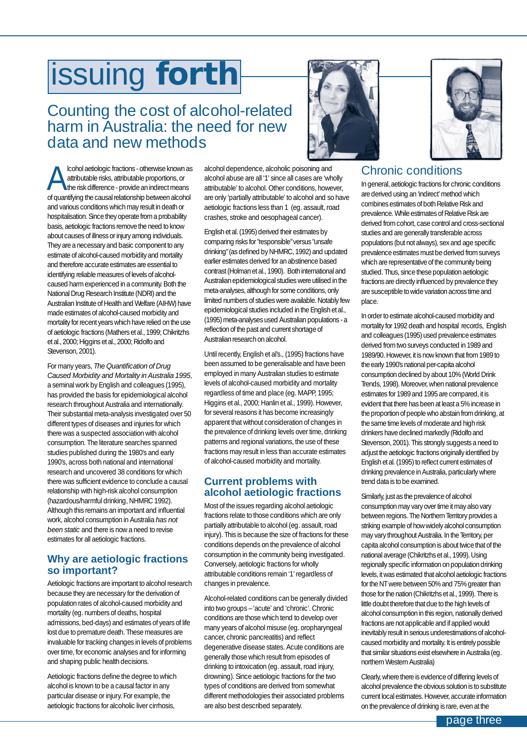# issuing forth

## Counting the cost of alcohol-related harm in Australia: the need for new data and new methods

Alcohol aetiologic fractions - otherwise known as attributable risks, attributable proportions, or the risk difference - provide an indirect means of quantifying the causal relationship between alcohol and various conditions which may result in death or hospitalisation. Since they operate from a probability basis, aetiologic fractions remove the need to know about causes of illness or injury among individuals. They are a necessary and basic component to any estimate of alcohol-caused morbidity and mortality and therefore accurate estimates are essential to identifying reliable measures of levels of alcohol-caused harm experienced in a community. Both the National Drug Research Institute (NDRI) and the Australian Institute of Health and Welfare (AIHW) have made estimates of alcohol-caused morbidity and mortality for recent years which have relied on the use of aetiologic fractions (Mathers et al., 1999; Chikritzhs et al., 2000; Higgins et al., 2000; Ridolfo and Stevenson, 2001).

For many years, *The Quantification of Drug Caused Morbidity and Mortality in Australia 1995*, a seminal work by English and colleagues (1995), has provided the basis for epidemiological alcohol research throughout Australia and internationally. Their substantial meta-analysis investigated over 50 different types of diseases and injuries for which there was a suspected association with alcohol consumption. The literature searches spanned studies published during the 1980's and early 1990's, across both national and international research and uncovered 38 conditions for which there was sufficient evidence to conclude a causal relationship with high-risk alcohol consumption (hazardous/harmful drinking, NHMRC 1992). Although this remains an important and influential work, alcohol consumption in Australia *has not been static* and there is now a need to revise estimates for all aetiologic fractions.

### Why are aetiologic fractions so important?

Aetiologic fractions are important to alcohol research because they are necessary for the derivation of population rates of alcohol-caused morbidity and mortality (eg. numbers of deaths, hospital admissions, bed-days) and estimates of years of life lost due to premature death. These measures are invaluable for tracking changes in levels of problems over time, for economic analyses and for informing and shaping public health decisions.

Aetiologic fractions define the degree to which alcohol is known to be a causal factor in any particular disease or injury. For example, the aetiologic fractions for alcoholic liver cirrhosis, alcohol dependence, alcoholic poisoning and alcohol abuse are all '1' since all cases are 'wholly attributable' to alcohol. Other conditions, however, are only 'partially attributable' to alcohol and so have aetiologic fractions less than 1 (eg. assault, road crashes, stroke and oesophageal cancer).

English et al. (1995) derived their estimates by comparing risks for "responsible" versus "unsafe drinking" (as defined by NHMRC, 1992) and updated earlier estimates derived for an abstinence based contrast (Holman et al., 1990). Both international and Australian epidemiological studies were utilised in the meta-analyses, although for some conditions, only limited numbers of studies were available. Notably few epidemiological studies included in the English et al., (1995) meta-analyses used Australian populations - a reflection of the past and current shortage of Australian research on alcohol.

Until recently, English et al's., (1995) fractions have been assumed to be generalisable and have been employed in many Australian studies to estimate levels of alcohol-caused morbidity and mortality regardless of time and place (eg. MAPP, 1995; Higgins et al., 2000; Hanlin et al., 1999). However, for several reasons it has become increasingly apparent that without consideration of changes in the prevalence of drinking levels over time, drinking patterns and regional variations, the use of these fractions may result in less than accurate estimates of alcohol-caused morbidity and mortality.

### Current problems with alcohol aetiologic fractions

Most of the issues regarding alcohol aetiologic fractions relate to those conditions which are only partially attributable to alcohol (eg. assault, road injury). This is because the size of fractions for these conditions depends on the prevalence of alcohol consumption in the community being investigated. Conversely, aetiologic fractions for wholly attributable conditions remain '1' regardless of changes in prevalence.

Alcohol-related conditions can be generally divided into two groups – 'acute' and 'chronic'. Chronic conditions are those which tend to develop over many years of alcohol misuse (eg. oropharyngeal cancer, chronic pancreatitis) and reflect degenerative disease states. Acute conditions are generally those which result from episodes of drinking to intoxication (eg. assault, road injury, drowning). Since aetiologic fractions for the two types of conditions are derived from somewhat different methodologies their associated problems are also best described separately.

### Chronic conditions

In general, aetiologic fractions for chronic conditions are derived using an 'indirect' method which combines estimates of both Relative Risk and prevalence. While estimates of Relative Risk are derived from cohort, case control and cross-sectional studies and are generally transferable across populations (but not always), sex and age specific prevalence estimates must be derived from surveys which are representative of the community being studied. Thus, since these population aetiologic fractions are directly influenced by prevalence they are susceptible to wide variation across time and place.

In order to estimate alcohol-caused morbidity and mortality for 1992 death and hospital records, English and colleagues (1995) used prevalence estimates derived from two surveys conducted in 1989 and 1989/90. However, it is now known that from 1989 to the early 1990's national per-capita alcohol consumption declined by about 10% (World Drink Trends, 1998). Moreover, when national prevalence estimates for 1989 and 1995 are compared, it is evident that there has been at least a 5% increase in the proportion of people who abstain from drinking, at the same time levels of moderate and high risk drinkers have declined markedly (Ridolfo and Stevenson, 2001). This strongly suggests a need to adjust the aetiologic fractions originally identified by English et al. (1995) to reflect current estimates of drinking prevalence in Australia, particularly where trend data is to be examined.

Similarly, just as the prevalence of alcohol consumption may vary over time it may also vary between regions. The Northern Territory provides a striking example of how widely alcohol consumption may vary throughout Australia. In the Territory, per capita alcohol consumption is about twice that of the national average (Chikritzhs et al., 1999). Using regionally specific information on population drinking levels, it was estimated that alcohol aetiologic fractions for the NT were between 50% and 75% greater than those for the nation (Chikritzhs et al., 1999). There is little doubt therefore that due to the high levels of alcohol consumption in this region, nationally derived fractions are not applicable and if applied would inevitably result in serious underestimations of alcohol-caused morbidity and mortality. It is entirely possible that similar situations exist elsewhere in Australia (eg. northern Western Australia)

Clearly, where there is evidence of differing levels of alcohol prevalence the obvious solution is to substitute current local estimates. However, accurate information on the prevalence of drinking is rare, even at the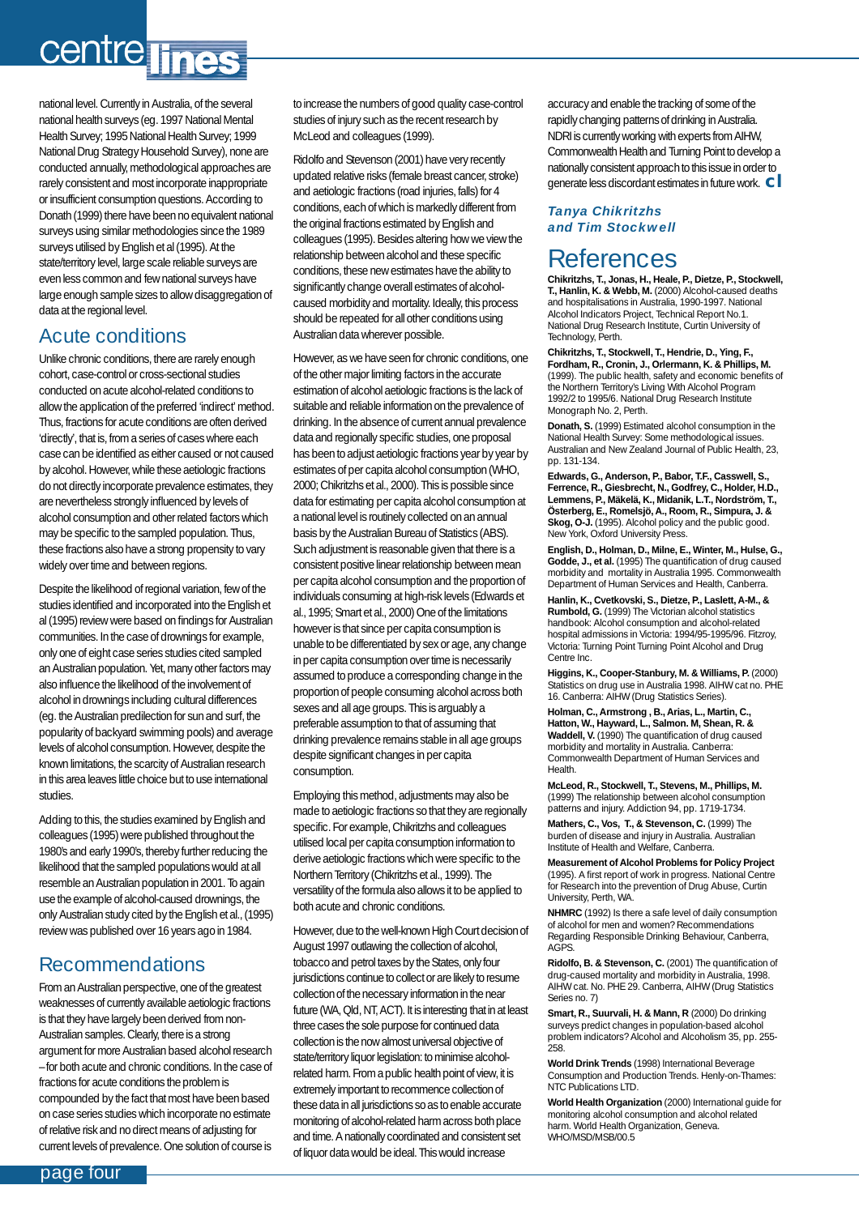national level. Currently in Australia, of the several national health surveys (eg. 1997 National Mental Health Survey; 1995 National Health Survey; 1999 National Drug Strategy Household Survey), none are conducted annually, methodological approaches are rarely consistent and most incorporate inappropriate or insufficient consumption questions. According to Donath (1999) there have been no equivalent national surveys using similar methodologies since the 1989 surveys utilised by English et al (1995). At the state/territory level, large scale reliable surveys are even less common and few national surveys have large enough sample sizes to allow disaggregation of data at the regional level.

## Acute conditions

Unlike chronic conditions, there are rarely enough cohort, case-control or cross-sectional studies conducted on acute alcohol-related conditions to allow the application of the preferred 'indirect' method. Thus, fractions for acute conditions are often derived 'directly', that is, from a series of cases where each case can be identified as either caused or not caused by alcohol. However, while these aetiologic fractions do not directly incorporate prevalence estimates, they are nevertheless strongly influenced by levels of alcohol consumption and other related factors which may be specific to the sampled population. Thus, these fractions also have a strong propensity to vary widely over time and between regions.

Despite the likelihood of regional variation, few of the studies identified and incorporated into the English et al (1995) review were based on findings for Australian communities. In the case of drownings for example, only one of eight case series studies cited sampled an Australian population. Yet, many other factors may also influence the likelihood that involvement of alcohol in drownings including cultural differences (eg. the Australian predilection for sun and surf, the popularity of backyard swimming pools) and average levels of alcohol consumption. However, despite the known limitations, the scarcity of Australian research in this area leaves little choice but to use international studies.

Adding to this, the studies examined by English and colleagues (1995) were published throughout the 1980's and early 1990's, thereby further reducing the likelihood that the sampled populations would at all resemble an Australian population in 2001. To again use the example of alcohol-caused drownings, the only Australian study cited by the English et al., (1995) review was published over 16 years ago in 1984.

## Recommendations

From an Australian perspective, one of the greatest weaknesses of currently available aetiologic fractions is that they have largely been derived from non-Australian samples. Clearly, there is a strong argument for more Australian based alcohol research – for both acute and chronic conditions. In the case of fractions for acute conditions the problem is compounded by the fact that most have been based on case series studies which incorporate no estimate of relative risk and no direct means of adjusting for current levels of prevalence. One solution of course is to increase the numbers of good quality case-control studies of injury such as the recent research by McLeod and colleagues (1999).

Ridolfo and Stevenson (2001) have very recently updated relative risks (female breast cancer, stroke) and aetiologic fractions (road injuries, falls) for 4 conditions, each of which is markedly different from the original fractions estimated by English and colleagues (1995). Besides altering how we view the relationship between alcohol and these specific conditions, these new estimates have the ability to significantly change overall estimates of alcohol-caused morbidity and mortality. Ideally, this process should be repeated for all other conditions using Australian data wherever possible.

However, as we have seen for chronic conditions, one of the other major limiting factors in the accurate estimation of alcohol aetiologic fractions is the lack of suitable and reliable information on the prevalence of drinking. In the absence of current annual prevalence data and regionally specific studies, one proposal has been to adjust aetiologic fractions year by year by estimates of per capita alcohol consumption (WHO, 2000; Chikritzhs et al., 2000). This is possible since data for estimating per capita alcohol consumption at a national level is routinely collected on an annual basis by the Australian Bureau of Statistics (ABS). Such adjustment is reasonable given that there is a consistent positive linear relationship between mean per capita alcohol consumption and the proportion of individuals consuming at high-risk levels (Edwards et al., 1995; Smart et al., 2000) One of the limitations however is that since per capita consumption is unable to be differentiated by sex or age, any change in per capita consumption over time is necessarily assumed to produce a corresponding change in the proportion of people consuming alcohol across both sexes and all age groups. This is arguably a preferable assumption to that of assuming that drinking prevalence remains stable in all age groups despite significant changes in per capita consumption.

Employing this method, adjustments may also be made to aetiologic fractions so that they are regionally specific. For example, Chikritzhs and colleagues utilised local per capita consumption information to derive aetiologic fractions which were specific to the Northern Territory (Chikritzhs et al., 1999). The versatility of the formula also allows it to be applied to both acute and chronic conditions.

However, due to the well-known High Court decision of August 1997 outlawing the collection of alcohol, tobacco and petrol taxes by the States, only four jurisdictions continue to collect or are likely to resume collection of the necessary information in the near future (WA, Qld, NT, ACT). It is interesting that in at least three cases the sole purpose for continued data collection is the now almost universal objective of state/territory liquor legislation: to minimise alcohol-related harm. From a public health point of view, it is extremely important to recommence collection of these data in all jurisdictions so as to enable accurate monitoring of alcohol-related harm across both place and time. A nationally coordinated and consistent set of liquor data would be ideal. This would increase accuracy and enable the tracking of some of the rapidly changing patterns of drinking in Australia. NDRI is currently working with experts from AIHW, Commonwealth Health and Turning Point to develop a nationally consistent approach to this issue in order to generate less discordant estimates in future work.

***Tanya Chikritzhs and Tim Stockwell***

## References

**Chikritzhs, T., Jonas, H., Heale, P., Dietze, P., Stockwell, T., Hanlin, K. & Webb, M.** (2000) Alcohol-caused deaths and hospitalisations in Australia, 1990-1997. National Alcohol Indicators Project, Technical Report No.1. National Drug Research Institute, Curtin University of Technology, Perth.

**Chikritzhs, T., Stockwell, T., Hendrie, D., Ying, F., Fordham, R., Cronin, J., Orlermann, K. & Phillips, M.** (1999). The public health, safety and economic benefits of the Northern Territory's Living With Alcohol Program 1992/2 to 1995/6. National Drug Research Institute Monograph No. 2, Perth.

**Donath, S.** (1999) Estimated alcohol consumption in the National Health Survey: Some methodological issues. Australian and New Zealand Journal of Public Health, 23, pp. 131-134.

**Edwards, G., Anderson, P., Babor, T.F., Casswell, S., Ferrence, R., Giesbrecht, N., Godfrey, C., Holder, H.D., Lemmens, P., Mäkelä, K., Midanik, L.T., Nordström, T., Österberg, E., Romelsjö, A., Room, R., Simpura, J. & Skog, O-J.** (1995). Alcohol policy and the public good. New York, Oxford University Press.

**English, D., Holman, D., Milne, E., Winter, M., Hulse, G., Godde, J., et al.** (1995) The quantification of drug caused morbidity and mortality in Australia 1995. Commonwealth Department of Human Services and Health, Canberra.

**Hanlin, K., Cvetkovski, S., Dietze, P., Laslett, A-M., & Rumbold, G.** (1999) The Victorian alcohol statistics handbook: Alcohol consumption and alcohol-related hospital admissions in Victoria: 1994/95-1995/96. Fitzroy, Victoria: Turning Point Turning Point Alcohol and Drug Centre Inc.

**Higgins, K., Cooper-Stanbury, M. & Williams, P.** (2000) Statistics on drug use in Australia 1998. AIHW cat no. PHE 16. Canberra: AIHW (Drug Statistics Series).

**Holman, C., Armstrong , B., Arias, L., Martin, C., Hatton, W., Hayward, L., Salmon. M, Shean, R. & Waddell, V.** (1990) The quantification of drug caused morbidity and mortality in Australia. Canberra: Commonwealth Department of Human Services and Health.

**McLeod, R., Stockwell, T., Stevens, M., Phillips, M.** (1999) The relationship between alcohol consumption patterns and injury. Addiction 94, pp. 1719-1734.

**Mathers, C., Vos, T., & Stevenson, C.** (1999) The burden of disease and injury in Australia. Australian Institute of Health and Welfare, Canberra.

**Measurement of Alcohol Problems for Policy Project** (1995). A first report of work in progress. National Centre for Research into the prevention of Drug Abuse, Curtin University, Perth, WA.

**NHMRC** (1992) Is there a safe level of daily consumption of alcohol for men and women? Recommendations Regarding Responsible Drinking Behaviour, Canberra, AGPS.

**Ridolfo, B. & Stevenson, C.** (2001) The quantification of drug-caused mortality and morbidity in Australia, 1998. AIHW cat. No. PHE 29. Canberra, AIHW (Drug Statistics Series no. 7)

**Smart, R., Suurvali, H. & Mann, R** (2000) Do drinking surveys predict changes in population-based alcohol problem indicators? Alcohol and Alcoholism 35, pp. 255-258.

**World Drink Trends** (1998) International Beverage Consumption and Production Trends. Henly-on-Thames: NTC Publications LTD.

**World Health Organization** (2000) International guide for monitoring alcohol consumption and alcohol related harm. World Health Organization, Geneva. WHO/MSD/MSB/00.5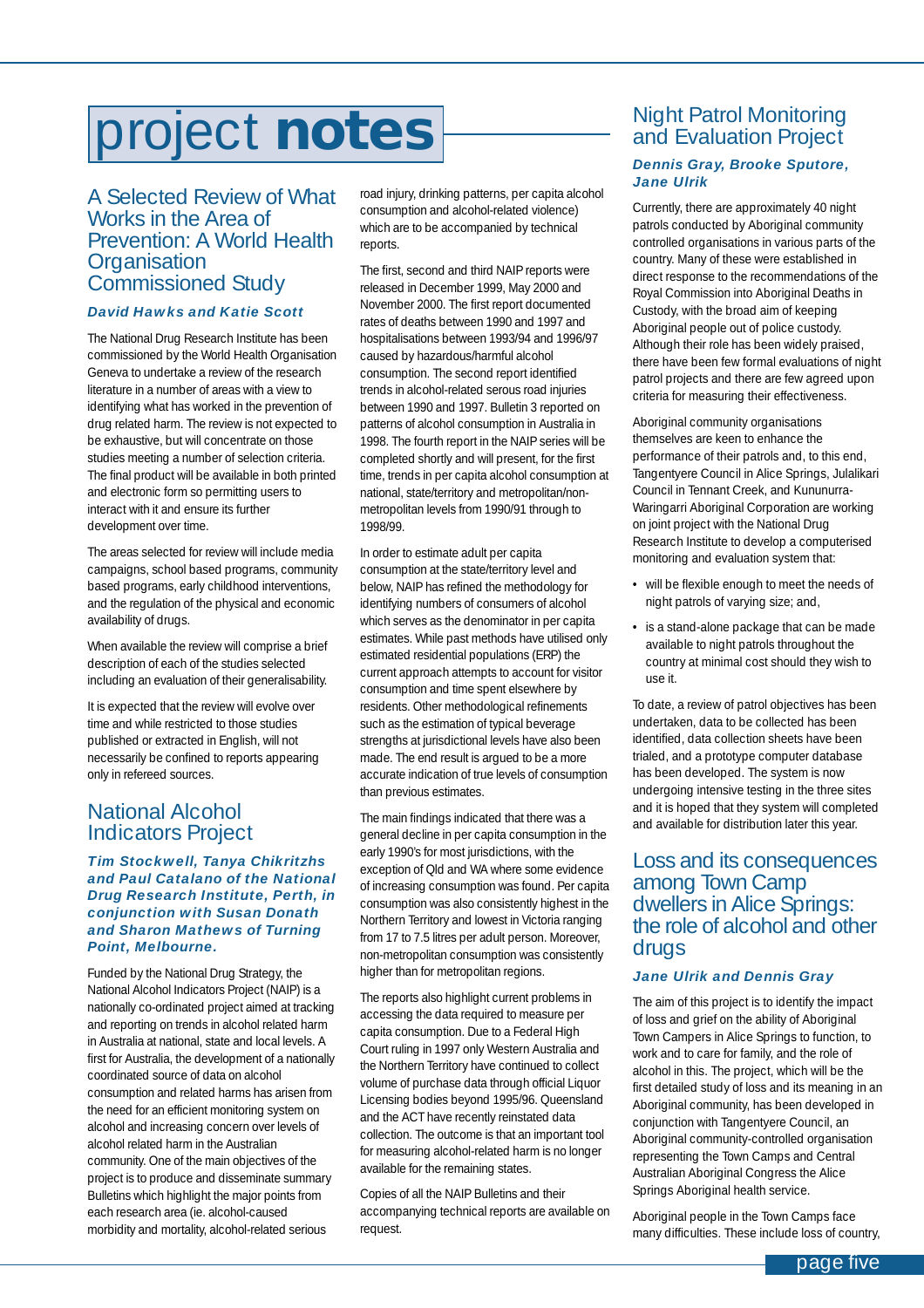# project notes

## A Selected Review of What Works in the Area of Prevention: A World Health Organisation Commissioned Study

***David Hawks and Katie Scott***

The National Drug Research Institute has been commissioned by the World Health Organisation Geneva to undertake a review of the research literature in a number of areas with a view to identifying what has worked in the prevention of drug related harm. The review is not expected to be exhaustive, but will concentrate on those studies meeting a number of selection criteria. The final product will be available in both printed and electronic form so permitting users to interact with it and ensure its further development over time.

The areas selected for review will include media campaigns, school based programs, community based programs, early childhood interventions, and the regulation of the physical and economic availability of drugs.

When available the review will comprise a brief description of each of the studies selected including an evaluation of their generalisability.

It is expected that the review will evolve over time and while restricted to those studies published or extracted in English, will not necessarily be confined to reports appearing only in refereed sources.

## National Alcohol Indicators Project

***Tim Stockwell, Tanya Chikritzhs and Paul Catalano of the National Drug Research Institute, Perth, in conjunction with Susan Donath and Sharon Mathews of Turning Point, Melbourne.***

Funded by the National Drug Strategy, the National Alcohol Indicators Project (NAIP) is a nationally co-ordinated project aimed at tracking and reporting on trends in alcohol related harm in Australia at national, state and local levels. A first for Australia, the development of a nationally coordinated source of data on alcohol consumption and related harms has arisen from the need for an efficient monitoring system on alcohol and increasing concern over levels of alcohol related harm in the Australian community. One of the main objectives of the project is to produce and disseminate summary Bulletins which highlight the major points from each research area (ie. alcohol-caused morbidity and mortality, alcohol-related serious road injury, drinking patterns, per capita alcohol consumption and alcohol-related violence) which are to be accompanied by technical reports.

The first, second and third NAIP reports were released in December 1999, May 2000 and November 2000. The first report documented rates of deaths between 1990 and 1997 and hospitalisations between 1993/94 and 1996/97 caused by hazardous/harmful alcohol consumption. The second report identified trends in alcohol-related serous road injuries between 1990 and 1997. Bulletin 3 reported on patterns of alcohol consumption in Australia in 1998. The fourth report in the NAIP series will be completed shortly and will present, for the first time, trends in per capita alcohol consumption at national, state/territory and metropolitan/non-metropolitan levels from 1990/91 through to 1998/99.

In order to estimate adult per capita consumption at the state/territory level and below, NAIP has refined the methodology for identifying numbers of consumers of alcohol which serves as the denominator in per capita estimates. While past methods have utilised only estimated residential populations (ERP) the current approach attempts to account for visitor consumption and time spent elsewhere by residents. Other methodological refinements such as the estimation of typical beverage strengths at jurisdictional levels have also been made. The end result is argued to be a more accurate indication of true levels of consumption than previous estimates.

The main findings indicated that there was a general decline in per capita consumption in the early 1990's for most jurisdictions, with the exception of Qld and WA where some evidence of increasing consumption was found. Per capita consumption was also consistently highest in the Northern Territory and lowest in Victoria ranging from 17 to 7.5 litres per adult person. Moreover, non-metropolitan consumption was consistently higher than for metropolitan regions.

The reports also highlight current problems in accessing the data required to measure per capita consumption. Due to a Federal High Court ruling in 1997 only Western Australia and the Northern Territory have continued to collect volume of purchase data through official Liquor Licensing bodies beyond 1995/96. Queensland and the ACT have recently reinstated data collection. The outcome is that an important tool for measuring alcohol-related harm is no longer available for the remaining states.

Copies of all the NAIP Bulletins and their accompanying technical reports are available on request.

## Night Patrol Monitoring and Evaluation Project

***Dennis Gray, Brooke Sputore, Jane Ulrik***

Currently, there are approximately 40 night patrols conducted by Aboriginal community controlled organisations in various parts of the country. Many of these were established in direct response to the recommendations of the Royal Commission into Aboriginal Deaths in Custody, with the broad aim of keeping Aboriginal people out of police custody. Although their role has been widely praised, there have been few formal evaluations of night patrol projects and there are few agreed upon criteria for measuring their effectiveness.

Aboriginal community organisations themselves are keen to enhance the performance of their patrols and, to this end, Tangentyere Council in Alice Springs, Julalikari Council in Tennant Creek, and Kununurra-Waringarri Aboriginal Corporation are working on joint project with the National Drug Research Institute to develop a computerised monitoring and evaluation system that:

- will be flexible enough to meet the needs of night patrols of varying size; and,
- is a stand-alone package that can be made available to night patrols throughout the country at minimal cost should they wish to use it.

To date, a review of patrol objectives has been undertaken, data to be collected has been identified, data collection sheets have been trialed, and a prototype computer database has been developed. The system is now undergoing intensive testing in the three sites and it is hoped that they system will completed and available for distribution later this year.

## Loss and its consequences among Town Camp dwellers in Alice Springs: the role of alcohol and other drugs

***Jane Ulrik and Dennis Gray***

The aim of this project is to identify the impact of loss and grief on the ability of Aboriginal Town Campers in Alice Springs to function, to work and to care for family, and the role of alcohol in this. The project, which will be the first detailed study of loss and its meaning in an Aboriginal community, has been developed in conjunction with Tangentyere Council, an Aboriginal community-controlled organisation representing the Town Camps and Central Australian Aboriginal Congress the Alice Springs Aboriginal health service.

Aboriginal people in the Town Camps face many difficulties. These include loss of country,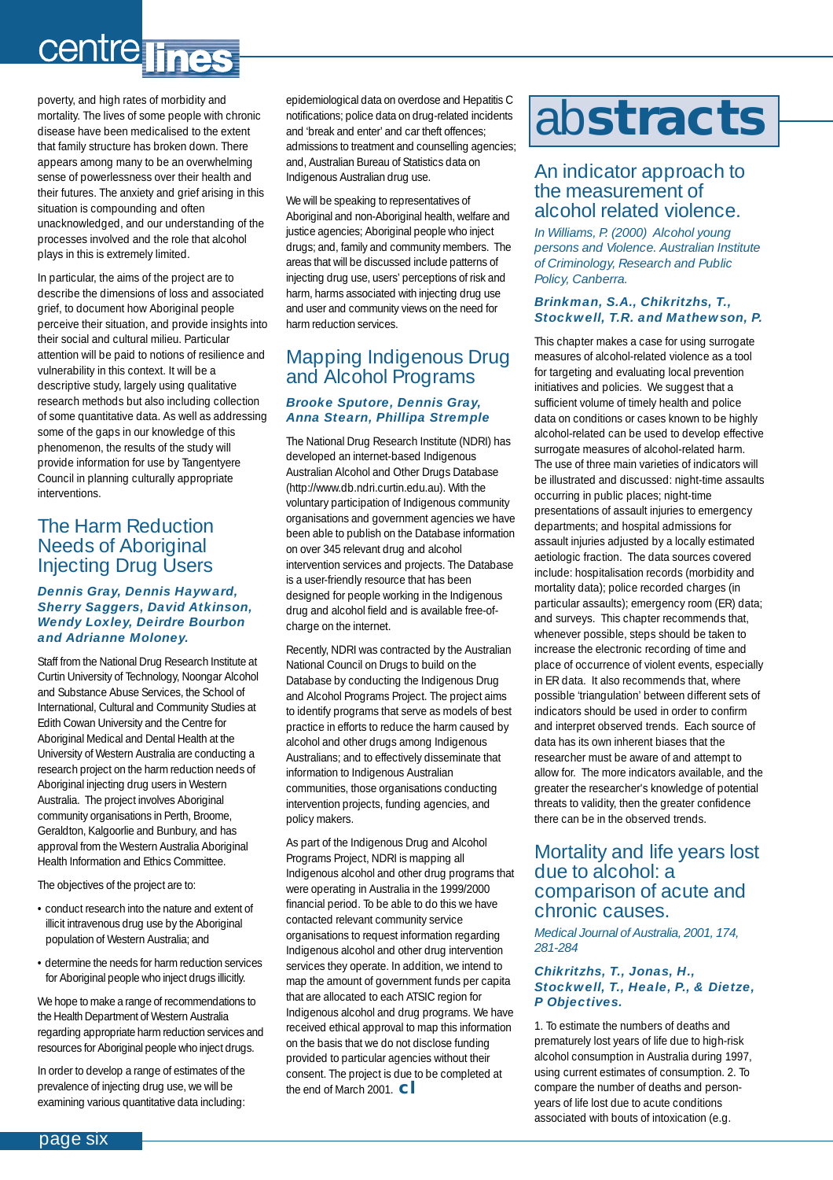poverty, and high rates of morbidity and mortality. The lives of some people with chronic disease have been medicalised to the extent that family structure has broken down. There appears among many to be an overwhelming sense of powerlessness over their health and their futures. The anxiety and grief arising in this situation is compounding and often unacknowledged, and our understanding of the processes involved and the role that alcohol plays in this is extremely limited.

In particular, the aims of the project are to describe the dimensions of loss and associated grief, to document how Aboriginal people perceive their situation, and provide insights into their social and cultural milieu. Particular attention will be paid to notions of resilience and vulnerability in this context. It will be a descriptive study, largely using qualitative research methods but also including collection of some quantitative data. As well as addressing some of the gaps in our knowledge of this phenomenon, the results of the study will provide information for use by Tangentyere Council in planning culturally appropriate interventions.

## The Harm Reduction Needs of Aboriginal Injecting Drug Users

***Dennis Gray, Dennis Hayward, Sherry Saggers, David Atkinson, Wendy Loxley, Deirdre Bourbon and Adrianne Moloney.***

Staff from the National Drug Research Institute at Curtin University of Technology, Noongar Alcohol and Substance Abuse Services, the School of International, Cultural and Community Studies at Edith Cowan University and the Centre for Aboriginal Medical and Dental Health at the University of Western Australia are conducting a research project on the harm reduction needs of Aboriginal injecting drug users in Western Australia. The project involves Aboriginal community organisations in Perth, Broome, Geraldton, Kalgoorlie and Bunbury, and has approval from the Western Australia Aboriginal Health Information and Ethics Committee.

The objectives of the project are to:

- conduct research into the nature and extent of illicit intravenous drug use by the Aboriginal population of Western Australia; and
- determine the needs for harm reduction services for Aboriginal people who inject drugs illicitly.

We hope to make a range of recommendations to the Health Department of Western Australia regarding appropriate harm reduction services and resources for Aboriginal people who inject drugs.

In order to develop a range of estimates of the prevalence of injecting drug use, we will be examining various quantitative data including: epidemiological data on overdose and Hepatitis C notifications; police data on drug-related incidents and 'break and enter' and car theft offences; admissions to treatment and counselling agencies; and, Australian Bureau of Statistics data on Indigenous Australian drug use.

We will be speaking to representatives of Aboriginal and non-Aboriginal health, welfare and justice agencies; Aboriginal people who inject drugs; and, family and community members. The areas that will be discussed include patterns of injecting drug use, users' perceptions of risk and harm, harms associated with injecting drug use and user and community views on the need for harm reduction services.

## Mapping Indigenous Drug and Alcohol Programs

***Brooke Sputore, Dennis Gray, Anna Stearn, Phillipa Stremple***

The National Drug Research Institute (NDRI) has developed an internet-based Indigenous Australian Alcohol and Other Drugs Database (http://www.db.ndri.curtin.edu.au). With the voluntary participation of Indigenous community organisations and government agencies we have been able to publish on the Database information on over 345 relevant drug and alcohol intervention services and projects. The Database is a user-friendly resource that has been designed for people working in the Indigenous drug and alcohol field and is available free-of-charge on the internet.

Recently, NDRI was contracted by the Australian National Council on Drugs to build on the Database by conducting the Indigenous Drug and Alcohol Programs Project. The project aims to identify programs that serve as models of best practice in efforts to reduce the harm caused by alcohol and other drugs among Indigenous Australians; and to effectively disseminate that information to Indigenous Australian communities, those organisations conducting intervention projects, funding agencies, and policy makers.

As part of the Indigenous Drug and Alcohol Programs Project, NDRI is mapping all Indigenous alcohol and other drug programs that were operating in Australia in the 1999/2000 financial period. To be able to do this we have contacted relevant community service organisations to request information regarding Indigenous alcohol and other drug intervention services they operate. In addition, we intend to map the amount of government funds per capita that are allocated to each ATSIC region for Indigenous alcohol and drug programs. We have received ethical approval to map this information on the basis that we do not disclose funding provided to particular agencies without their consent. The project is due to be completed at the end of March 2001. **cl**

# abstracts

## An indicator approach to the measurement of alcohol related violence.

*In Williams, P. (2000) Alcohol young persons and Violence. Australian Institute of Criminology, Research and Public Policy, Canberra.*

***Brinkman, S.A., Chikritzhs, T., Stockwell, T.R. and Mathewson, P.***

This chapter makes a case for using surrogate measures of alcohol-related violence as a tool for targeting and evaluating local prevention initiatives and policies. We suggest that a sufficient volume of timely health and police data on conditions or cases known to be highly alcohol-related can be used to develop effective surrogate measures of alcohol-related harm. The use of three main varieties of indicators will be illustrated and discussed: night-time assaults occurring in public places; night-time presentations of assault injuries to emergency departments; and hospital admissions for assault injuries adjusted by a locally estimated aetiologic fraction. The data sources covered include: hospitalisation records (morbidity and mortality data); police recorded charges (in particular assaults); emergency room (ER) data; and surveys. This chapter recommends that, whenever possible, steps should be taken to increase the electronic recording of time and place of occurrence of violent events, especially in ER data. It also recommends that, where possible 'triangulation' between different sets of indicators should be used in order to confirm and interpret observed trends. Each source of data has its own inherent biases that the researcher must be aware of and attempt to allow for. The more indicators available, and the greater the researcher's knowledge of potential threats to validity, then the greater confidence there can be in the observed trends.

## Mortality and life years lost due to alcohol: a comparison of acute and chronic causes.

*Medical Journal of Australia, 2001, 174, 281-284*

***Chikritzhs, T., Jonas, H., Stockwell, T., Heale, P., & Dietze, P Objectives.***

1. To estimate the numbers of deaths and prematurely lost years of life due to high-risk alcohol consumption in Australia during 1997, using current estimates of consumption. 2. To compare the number of deaths and person-years of life lost due to acute conditions associated with bouts of intoxication (e.g.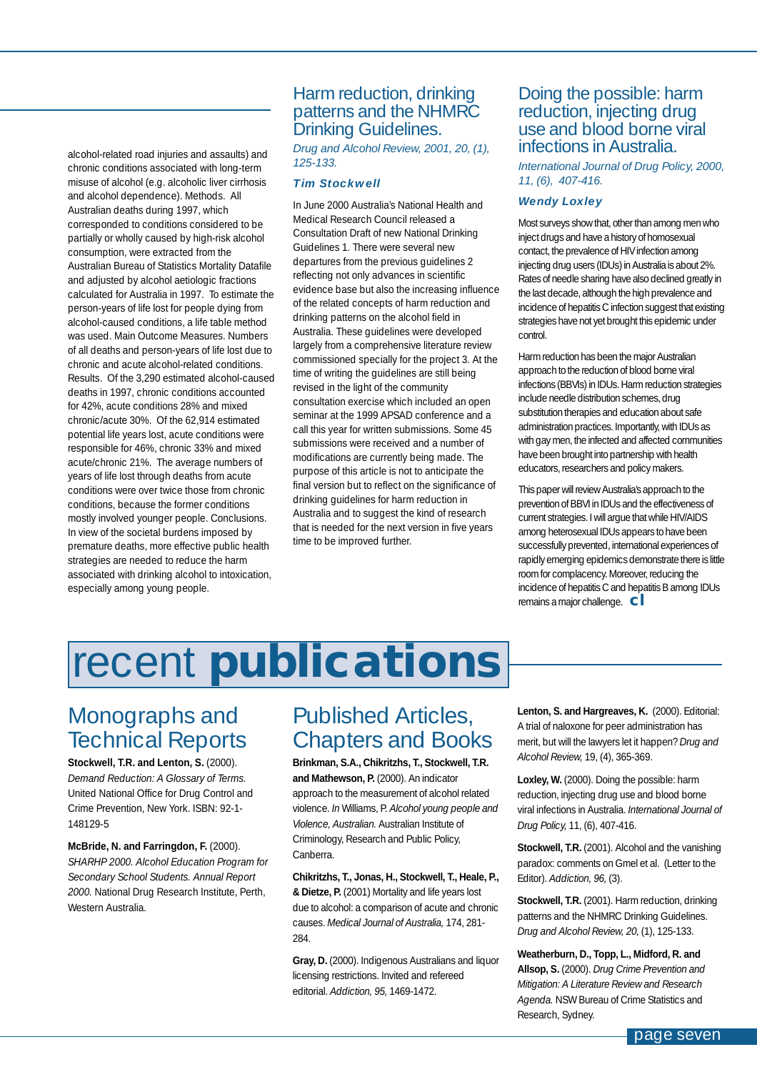alcohol-related road injuries and assaults) and chronic conditions associated with long-term misuse of alcohol (e.g. alcoholic liver cirrhosis and alcohol dependence). Methods. All Australian deaths during 1997, which corresponded to conditions considered to be partially or wholly caused by high-risk alcohol consumption, were extracted from the Australian Bureau of Statistics Mortality Datafile and adjusted by alcohol aetiologic fractions calculated for Australia in 1997. To estimate the person-years of life lost for people dying from alcohol-caused conditions, a life table method was used. Main Outcome Measures. Numbers of all deaths and person-years of life lost due to chronic and acute alcohol-related conditions. Results. Of the 3,290 estimated alcohol-caused deaths in 1997, chronic conditions accounted for 42%, acute conditions 28% and mixed chronic/acute 30%. Of the 62,914 estimated potential life years lost, acute conditions were responsible for 46%, chronic 33% and mixed acute/chronic 21%. The average numbers of years of life lost through deaths from acute conditions were over twice those from chronic conditions, because the former conditions mostly involved younger people. Conclusions. In view of the societal burdens imposed by premature deaths, more effective public health strategies are needed to reduce the harm associated with drinking alcohol to intoxication, especially among young people.

## Harm reduction, drinking patterns and the NHMRC Drinking Guidelines.

*Drug and Alcohol Review, 2001, 20, (1), 125-133.*

***Tim Stockwell***

In June 2000 Australia's National Health and Medical Research Council released a Consultation Draft of new National Drinking Guidelines 1. There were several new departures from the previous guidelines 2 reflecting not only advances in scientific evidence base but also the increasing influence of the related concepts of harm reduction and drinking patterns on the alcohol field in Australia. These guidelines were developed largely from a comprehensive literature review commissioned specially for the project 3. At the time of writing the guidelines are still being revised in the light of the community consultation exercise which included an open seminar at the 1999 APSAD conference and a call this year for written submissions. Some 45 submissions were received and a number of modifications are currently being made. The purpose of this article is not to anticipate the final version but to reflect on the significance of drinking guidelines for harm reduction in Australia and to suggest the kind of research that is needed for the next version in five years time to be improved further.

## Doing the possible: harm reduction, injecting drug use and blood borne viral infections in Australia.

*International Journal of Drug Policy, 2000, 11, (6), 407-416.*

***Wendy Loxley***

Most surveys show that, other than among men who inject drugs and have a history of homosexual contact, the prevalence of HIV infection among injecting drug users (IDUs) in Australia is about 2%. Rates of needle sharing have also declined greatly in the last decade, although the high prevalence and incidence of hepatitis C infection suggest that existing strategies have not yet brought this epidemic under control.

Harm reduction has been the major Australian approach to the reduction of blood borne viral infections (BBVIs) in IDUs. Harm reduction strategies include needle distribution schemes, drug substitution therapies and education about safe administration practices. Importantly, with IDUs as with gay men, the infected and affected communities have been brought into partnership with health educators, researchers and policy makers.

This paper will review Australia's approach to the prevention of BBVI in IDUs and the effectiveness of current strategies. I will argue that while HIV/AIDS among heterosexual IDUs appears to have been successfully prevented, international experiences of rapidly emerging epidemics demonstrate there is little room for complacency. Moreover, reducing the incidence of hepatitis C and hepatitis B among IDUs remains a major challenge.

# recent **publications**

## Monographs and Technical Reports

**Stockwell, T.R. and Lenton, S.** (2000). *Demand Reduction: A Glossary of Terms.* United National Office for Drug Control and Crime Prevention, New York. ISBN: 92-1-148129-5

**McBride, N. and Farringdon, F.** (2000). *SHARHP 2000. Alcohol Education Program for Secondary School Students. Annual Report 2000.* National Drug Research Institute, Perth, Western Australia.

## Published Articles, Chapters and Books

**Brinkman, S.A., Chikritzhs, T., Stockwell, T.R. and Mathewson, P.** (2000). An indicator approach to the measurement of alcohol related violence. *In* Williams, P. *Alcohol young people and Violence, Australian.* Australian Institute of Criminology, Research and Public Policy, Canberra.

**Chikritzhs, T., Jonas, H., Stockwell, T., Heale, P., & Dietze, P.** (2001) Mortality and life years lost due to alcohol: a comparison of acute and chronic causes. *Medical Journal of Australia,* 174, 281-284.

**Gray, D.** (2000). Indigenous Australians and liquor licensing restrictions. Invited and refereed editorial. *Addiction, 95,* 1469-1472.

**Lenton, S. and Hargreaves, K.** (2000). Editorial: A trial of naloxone for peer administration has merit, but will the lawyers let it happen? *Drug and Alcohol Review,* 19, (4), 365-369.

**Loxley, W.** (2000). Doing the possible: harm reduction, injecting drug use and blood borne viral infections in Australia. *International Journal of Drug Policy,* 11, (6), 407-416.

**Stockwell, T.R.** (2001). Alcohol and the vanishing paradox: comments on Gmel et al. (Letter to the Editor). *Addiction, 96,* (3).

**Stockwell, T.R.** (2001). Harm reduction, drinking patterns and the NHMRC Drinking Guidelines. *Drug and Alcohol Review, 20,* (1), 125-133.

**Weatherburn, D., Topp, L., Midford, R. and Allsop, S.** (2000). *Drug Crime Prevention and Mitigation: A Literature Review and Research Agenda.* NSW Bureau of Crime Statistics and Research, Sydney.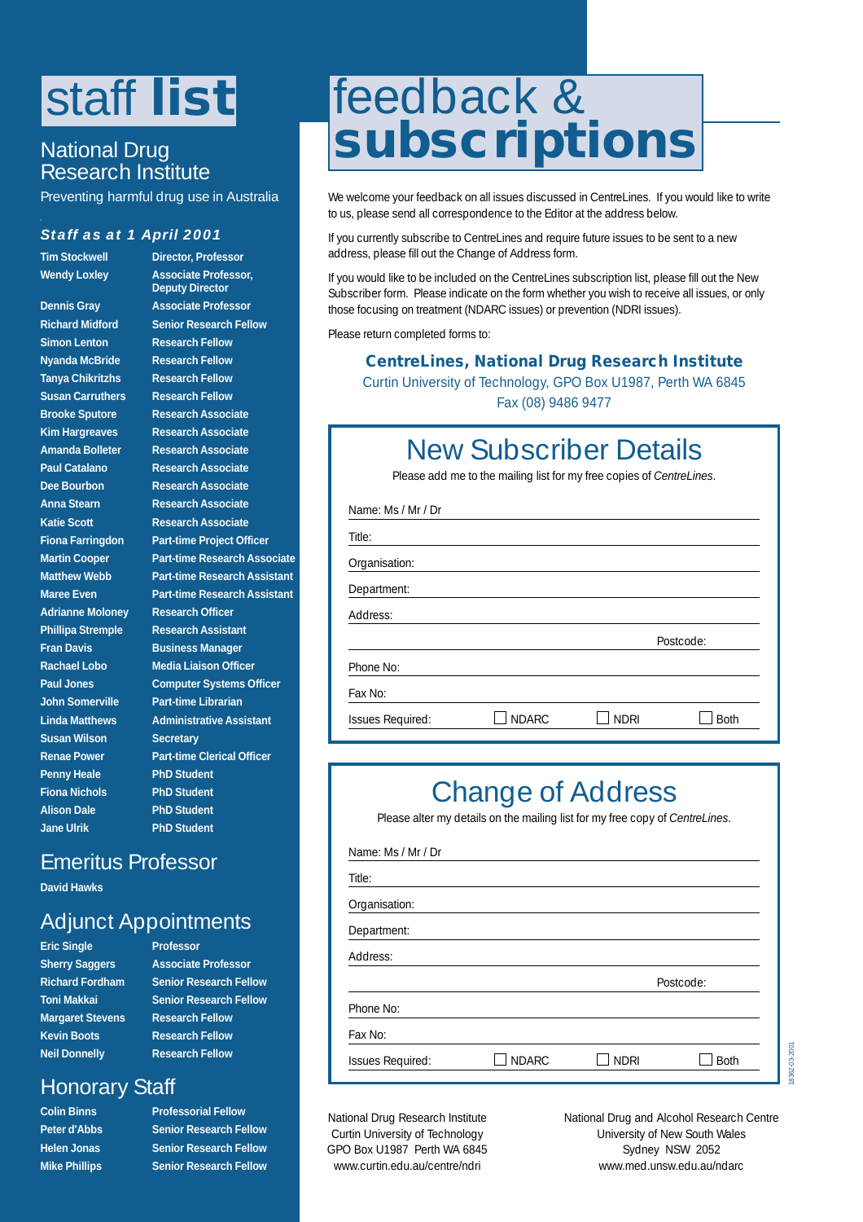# staff list

## National Drug Research Institute

Preventing harmful drug use in Australia

### *Staff as at 1 April 2001*

| | |
|---|---|
| **Tim Stockwell** | **Director, Professor** |
| **Wendy Loxley** | **Associate Professor, Deputy Director** |
| **Dennis Gray** | **Associate Professor** |
| **Richard Midford** | **Senior Research Fellow** |
| **Simon Lenton** | **Research Fellow** |
| **Nyanda McBride** | **Research Fellow** |
| **Tanya Chikritzhs** | **Research Fellow** |
| **Susan Carruthers** | **Research Fellow** |
| **Brooke Sputore** | **Research Associate** |
| **Kim Hargreaves** | **Research Associate** |
| **Amanda Bolleter** | **Research Associate** |
| **Paul Catalano** | **Research Associate** |
| **Dee Bourbon** | **Research Associate** |
| **Anna Stearn** | **Research Associate** |
| **Katie Scott** | **Research Associate** |
| **Fiona Farringdon** | **Part-time Project Officer** |
| **Martin Cooper** | **Part-time Research Associate** |
| **Matthew Webb** | **Part-time Research Assistant** |
| **Maree Even** | **Part-time Research Assistant** |
| **Adrianne Moloney** | **Research Officer** |
| **Phillipa Stremple** | **Research Assistant** |
| **Fran Davis** | **Business Manager** |
| **Rachael Lobo** | **Media Liaison Officer** |
| **Paul Jones** | **Computer Systems Officer** |
| **John Somerville** | **Part-time Librarian** |
| **Linda Matthews** | **Administrative Assistant** |
| **Susan Wilson** | **Secretary** |
| **Renae Power** | **Part-time Clerical Officer** |
| **Penny Heale** | **PhD Student** |
| **Fiona Nichols** | **PhD Student** |
| **Alison Dale** | **PhD Student** |
| **Jane Ulrik** | **PhD Student** |

## Emeritus Professor

**David Hawks**

## Adjunct Appointments

| | |
|---|---|
| **Eric Single** | **Professor** |
| **Sherry Saggers** | **Associate Professor** |
| **Richard Fordham** | **Senior Research Fellow** |
| **Toni Makkai** | **Senior Research Fellow** |
| **Margaret Stevens** | **Research Fellow** |
| **Kevin Boots** | **Research Fellow** |
| **Neil Donnelly** | **Research Fellow** |

## Honorary Staff

| | |
|---|---|
| **Colin Binns** | **Professorial Fellow** |
| **Peter d'Abbs** | **Senior Research Fellow** |
| **Helen Jonas** | **Senior Research Fellow** |
| **Mike Phillips** | **Senior Research Fellow** |

# feedback & subscriptions

We welcome your feedback on all issues discussed in CentreLines. If you would like to write to us, please send all correspondence to the Editor at the address below.

If you currently subscribe to CentreLines and require future issues to be sent to a new address, please fill out the Change of Address form.

If you would like to be included on the CentreLines subscription list, please fill out the New Subscriber form. Please indicate on the form whether you wish to receive all issues, or only those focusing on treatment (NDARC issues) or prevention (NDRI issues).

Please return completed forms to:

**CentreLines, National Drug Research Institute**
Curtin University of Technology, GPO Box U1987, Perth WA 6845
Fax (08) 9486 9477

## New Subscriber Details

Please add me to the mailing list for my free copies of *CentreLines*.

Name: Ms / Mr / Dr

Title:

Organisation:

Department:

Address:

Postcode:

Phone No:

Fax No:

Issues Required: ☐ NDARC ☐ NDRI ☐ Both

## Change of Address

Please alter my details on the mailing list for my free copy of *CentreLines*.

Name: Ms / Mr / Dr

Title:

Organisation:

Department:

Address:

Postcode:

Phone No:

Fax No:

Issues Required: ☐ NDARC ☐ NDRI ☐ Both

National Drug Research Institute
Curtin University of Technology
GPO Box U1987 Perth WA 6845
www.curtin.edu.au/centre/ndri

National Drug and Alcohol Research Centre
University of New South Wales
Sydney NSW 2052
www.med.unsw.edu.au/ndarc

18362-03-2001